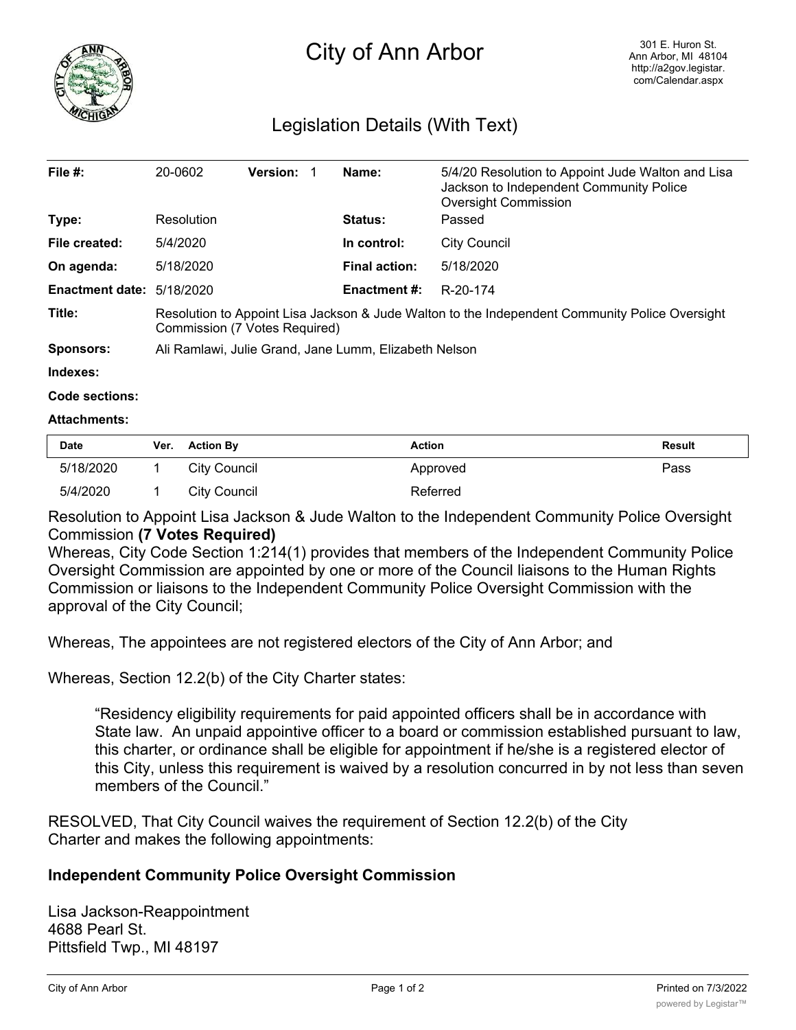# City of Ann Arbor

301 E. Huron St.
Ann Arbor, MI 48104
http://a2gov.legistar.com/Calendar.aspx

## Legislation Details (With Text)

| | | | | | |
|---|---|---|---|---|---|
| **File #:** | 20-0602 | **Version:** 1 | | **Name:** | 5/4/20 Resolution to Appoint Jude Walton and Lisa Jackson to Independent Community Police Oversight Commission |
| **Type:** | Resolution | | | **Status:** | Passed |
| **File created:** | 5/4/2020 | | | **In control:** | City Council |
| **On agenda:** | 5/18/2020 | | | **Final action:** | 5/18/2020 |
| **Enactment date:** | 5/18/2020 | | | **Enactment #:** | R-20-174 |

**Title:** Resolution to Appoint Lisa Jackson & Jude Walton to the Independent Community Police Oversight Commission (7 Votes Required)

**Sponsors:** Ali Ramlawi, Julie Grand, Jane Lumm, Elizabeth Nelson

**Indexes:**

**Code sections:**

**Attachments:**

| Date | Ver. | Action By | Action | Result |
|---|---|---|---|---|
| 5/18/2020 | 1 | City Council | Approved | Pass |
| 5/4/2020 | 1 | City Council | Referred | |

Resolution to Appoint Lisa Jackson & Jude Walton to the Independent Community Police Oversight Commission **(7 Votes Required)**

Whereas, City Code Section 1:214(1) provides that members of the Independent Community Police Oversight Commission are appointed by one or more of the Council liaisons to the Human Rights Commission or liaisons to the Independent Community Police Oversight Commission with the approval of the City Council;

Whereas, The appointees are not registered electors of the City of Ann Arbor; and

Whereas, Section 12.2(b) of the City Charter states:

> "Residency eligibility requirements for paid appointed officers shall be in accordance with State law. An unpaid appointive officer to a board or commission established pursuant to law, this charter, or ordinance shall be eligible for appointment if he/she is a registered elector of this City, unless this requirement is waived by a resolution concurred in by not less than seven members of the Council."

RESOLVED, That City Council waives the requirement of Section 12.2(b) of the City Charter and makes the following appointments:

### Independent Community Police Oversight Commission

Lisa Jackson-Reappointment
4688 Pearl St.
Pittsfield Twp., MI 48197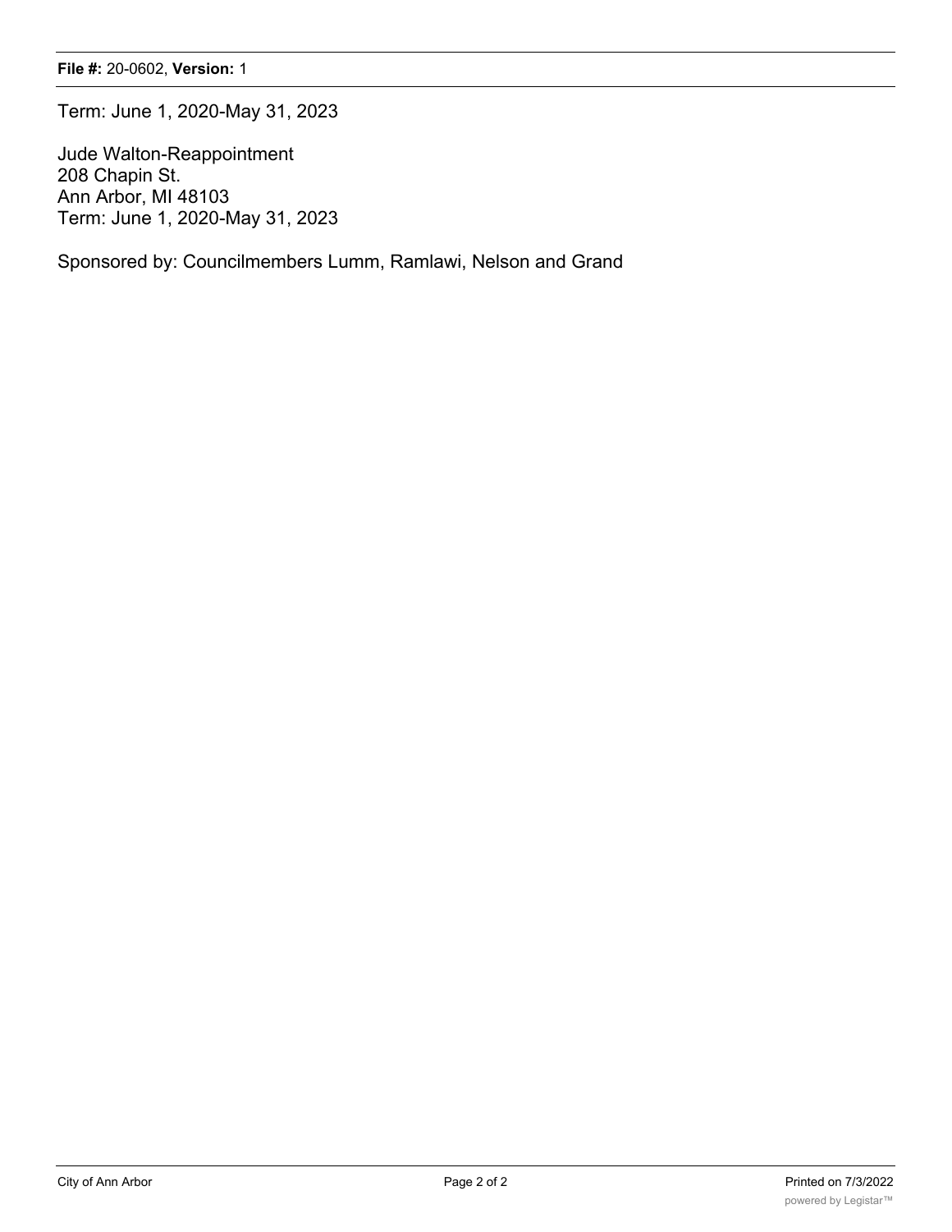Term: June 1, 2020-May 31, 2023

Jude Walton-Reappointment
208 Chapin St.
Ann Arbor, MI 48103
Term: June 1, 2020-May 31, 2023

Sponsored by: Councilmembers Lumm, Ramlawi, Nelson and Grand